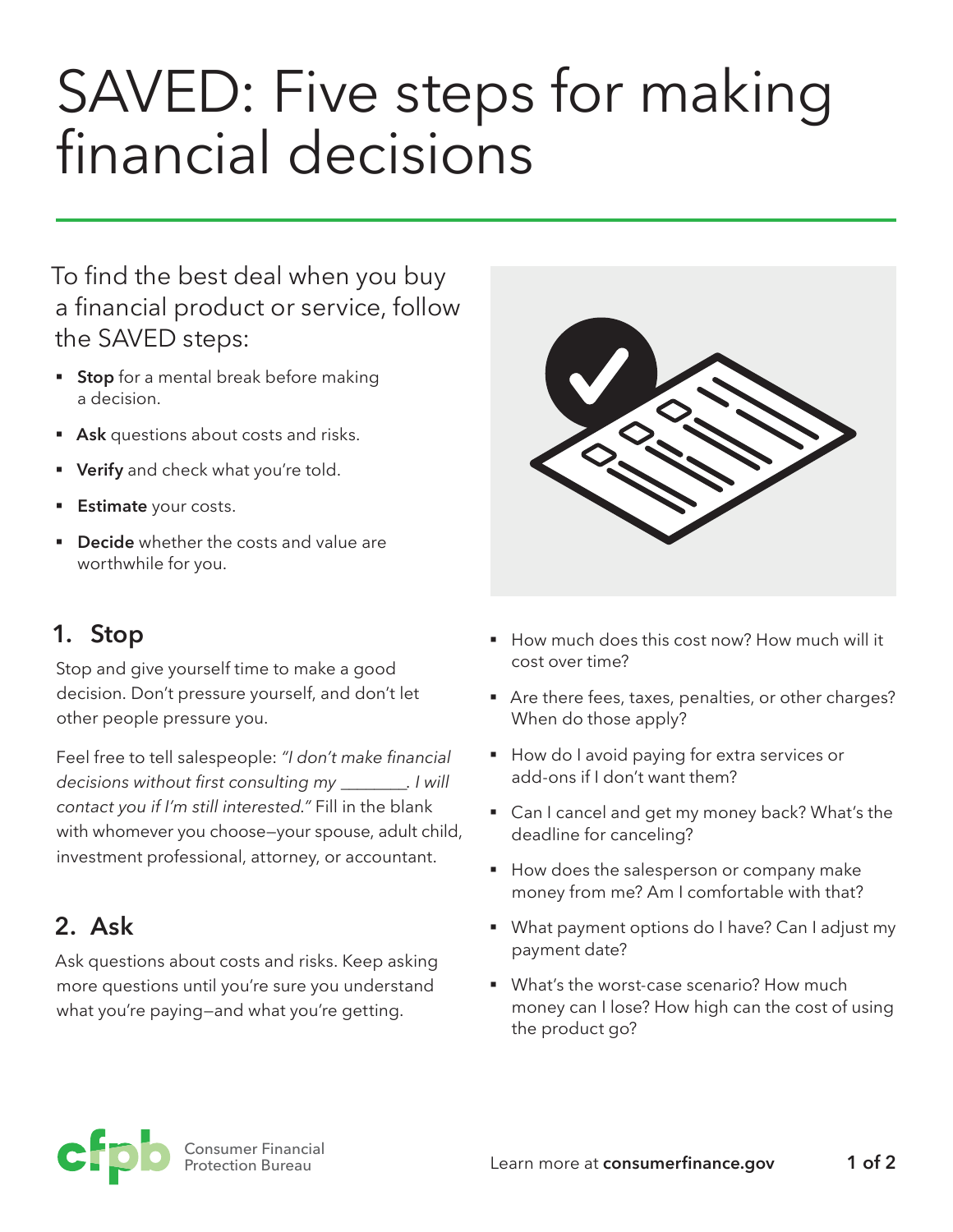# SAVED: Five steps for making financial decisions

To find the best deal when you buy a financial product or service, follow the SAVED steps:

- **Stop** for a mental break before making a decision.
- **Ask** questions about costs and risks.
- **Verify** and check what you're told.
- **Estimate** your costs.
- **Decide** whether the costs and value are worthwhile for you.

## 1. Stop

Stop and give yourself time to make a good decision. Don't pressure yourself, and don't let other people pressure you.

Feel free to tell salespeople: *"I don't make financial decisions without first consulting my ________. I will contact you if I'm still interested."* Fill in the blank with whomever you choose—your spouse, adult child, investment professional, attorney, or accountant.

## 2. Ask

Ask questions about costs and risks. Keep asking more questions until you're sure you understand what you're paying—and what you're getting.

- How much does this cost now? How much will it cost over time?
- Are there fees, taxes, penalties, or other charges? When do those apply?
- How do I avoid paying for extra services or add-ons if I don't want them?
- Can I cancel and get my money back? What's the deadline for canceling?
- How does the salesperson or company make money from me? Am I comfortable with that?
- What payment options do I have? Can I adjust my payment date?
- What's the worst-case scenario? How much money can I lose? How high can the cost of using the product go?

Consumer Financial Protection Bureau

Learn more at **consumerfinance.gov**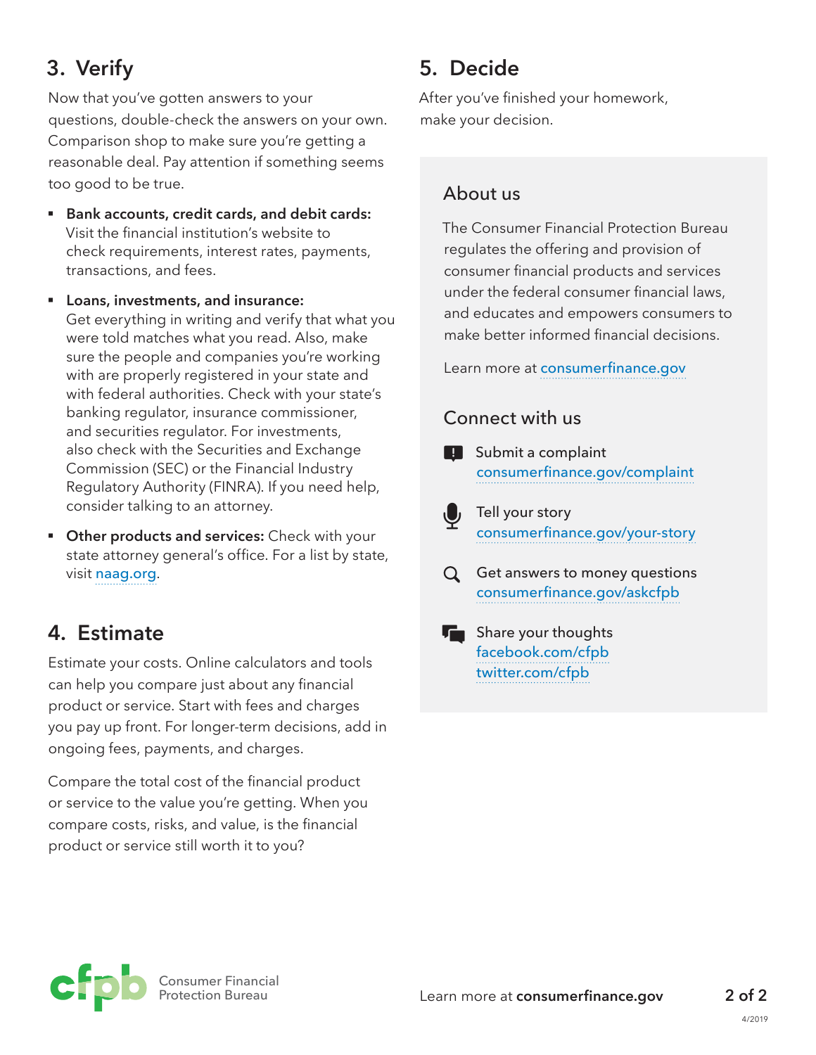## 3. Verify

Now that you've gotten answers to your questions, double-check the answers on your own. Comparison shop to make sure you're getting a reasonable deal. Pay attention if something seems too good to be true.

- **Bank accounts, credit cards, and debit cards:** Visit the financial institution's website to check requirements, interest rates, payments, transactions, and fees.
- **Loans, investments, and insurance:** Get everything in writing and verify that what you were told matches what you read. Also, make sure the people and companies you're working with are properly registered in your state and with federal authorities. Check with your state's banking regulator, insurance commissioner, and securities regulator. For investments, also check with the Securities and Exchange Commission (SEC) or the Financial Industry Regulatory Authority (FINRA). If you need help, consider talking to an attorney.
- **Other products and services:** Check with your state attorney general's office. For a list by state, visit naag.org.

## 4. Estimate

Estimate your costs. Online calculators and tools can help you compare just about any financial product or service. Start with fees and charges you pay up front. For longer-term decisions, add in ongoing fees, payments, and charges.

Compare the total cost of the financial product or service to the value you're getting. When you compare costs, risks, and value, is the financial product or service still worth it to you?

## 5. Decide

After you've finished your homework, make your decision.

### About us

The Consumer Financial Protection Bureau regulates the offering and provision of consumer financial products and services under the federal consumer financial laws, and educates and empowers consumers to make better informed financial decisions.

Learn more at consumerfinance.gov

### Connect with us

Submit a complaint
consumerfinance.gov/complaint

Tell your story
consumerfinance.gov/your-story

Get answers to money questions
consumerfinance.gov/askcfpb

Share your thoughts
facebook.com/cfpb
twitter.com/cfpb

4/2019